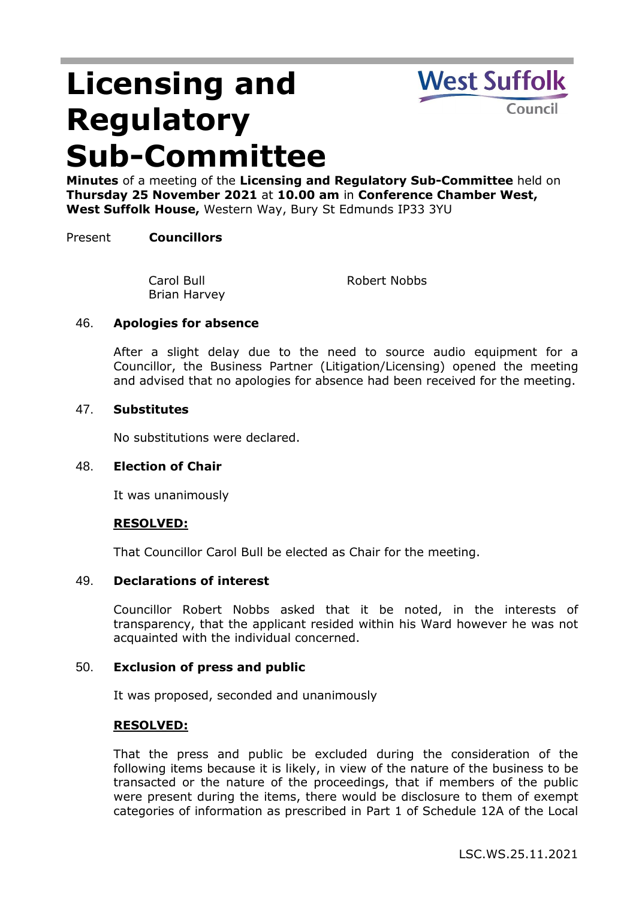# Licensing and Regulatory Sub-Committee

**Minutes** of a meeting of the **Licensing and Regulatory Sub-Committee** held on **Thursday 25 November 2021** at **10.00 am** in **Conference Chamber West, West Suffolk House,** Western Way, Bury St Edmunds IP33 3YU

Present **Councillors**

Carol Bull
Brian Harvey
Robert Nobbs

## 46. Apologies for absence

After a slight delay due to the need to source audio equipment for a Councillor, the Business Partner (Litigation/Licensing) opened the meeting and advised that no apologies for absence had been received for the meeting.

## 47. Substitutes

No substitutions were declared.

## 48. Election of Chair

It was unanimously

**RESOLVED:**

That Councillor Carol Bull be elected as Chair for the meeting.

## 49. Declarations of interest

Councillor Robert Nobbs asked that it be noted, in the interests of transparency, that the applicant resided within his Ward however he was not acquainted with the individual concerned.

## 50. Exclusion of press and public

It was proposed, seconded and unanimously

**RESOLVED:**

That the press and public be excluded during the consideration of the following items because it is likely, in view of the nature of the business to be transacted or the nature of the proceedings, that if members of the public were present during the items, there would be disclosure to them of exempt categories of information as prescribed in Part 1 of Schedule 12A of the Local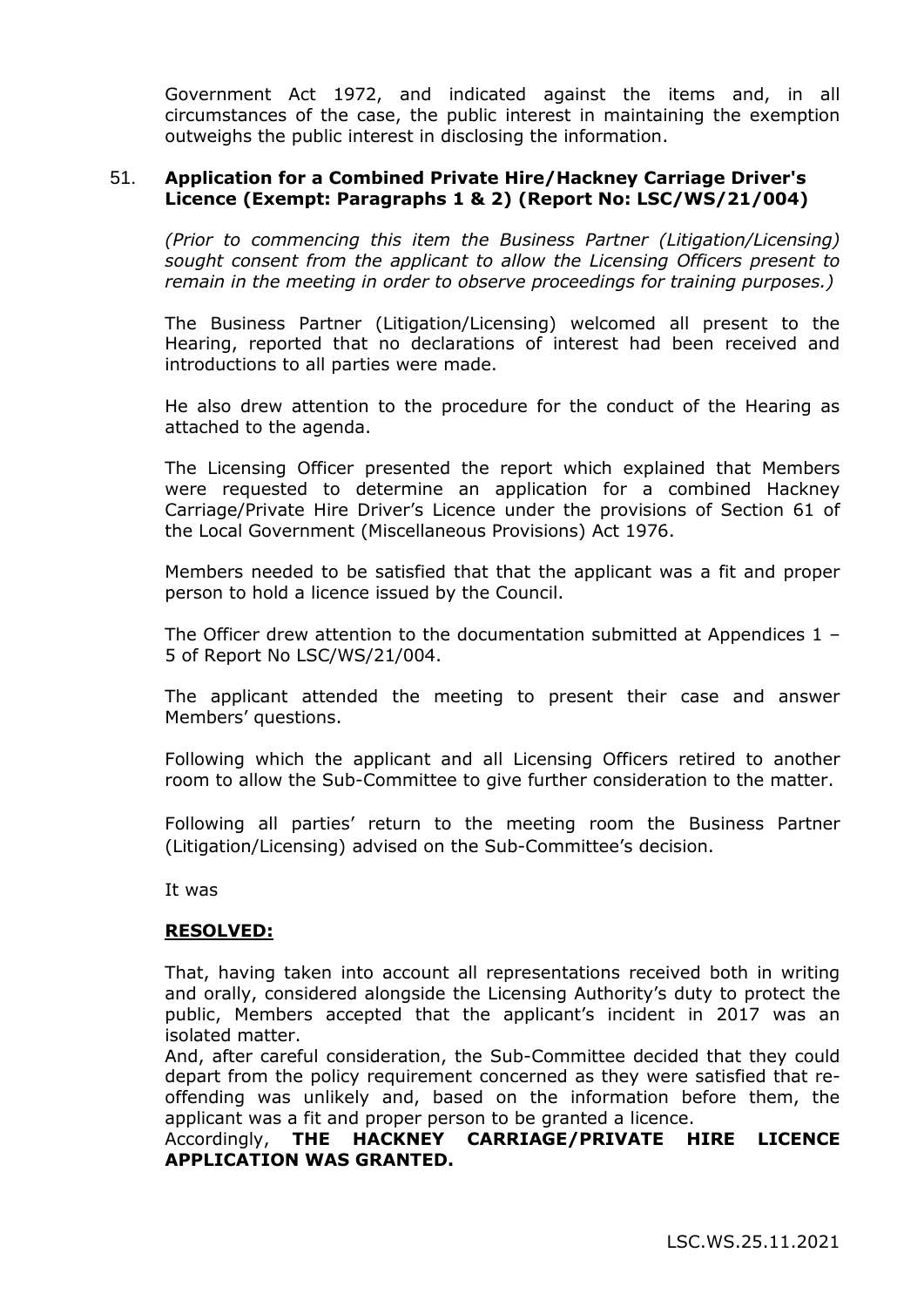Government Act 1972, and indicated against the items and, in all circumstances of the case, the public interest in maintaining the exemption outweighs the public interest in disclosing the information.

## 51. Application for a Combined Private Hire/Hackney Carriage Driver's Licence (Exempt: Paragraphs 1 & 2) (Report No: LSC/WS/21/004)

*(Prior to commencing this item the Business Partner (Litigation/Licensing) sought consent from the applicant to allow the Licensing Officers present to remain in the meeting in order to observe proceedings for training purposes.)*

The Business Partner (Litigation/Licensing) welcomed all present to the Hearing, reported that no declarations of interest had been received and introductions to all parties were made.

He also drew attention to the procedure for the conduct of the Hearing as attached to the agenda.

The Licensing Officer presented the report which explained that Members were requested to determine an application for a combined Hackney Carriage/Private Hire Driver's Licence under the provisions of Section 61 of the Local Government (Miscellaneous Provisions) Act 1976.

Members needed to be satisfied that that the applicant was a fit and proper person to hold a licence issued by the Council.

The Officer drew attention to the documentation submitted at Appendices 1 – 5 of Report No LSC/WS/21/004.

The applicant attended the meeting to present their case and answer Members' questions.

Following which the applicant and all Licensing Officers retired to another room to allow the Sub-Committee to give further consideration to the matter.

Following all parties' return to the meeting room the Business Partner (Litigation/Licensing) advised on the Sub-Committee's decision.

It was

**RESOLVED:**

That, having taken into account all representations received both in writing and orally, considered alongside the Licensing Authority's duty to protect the public, Members accepted that the applicant's incident in 2017 was an isolated matter.

And, after careful consideration, the Sub-Committee decided that they could depart from the policy requirement concerned as they were satisfied that re-offending was unlikely and, based on the information before them, the applicant was a fit and proper person to be granted a licence.

Accordingly, **THE HACKNEY CARRIAGE/PRIVATE HIRE LICENCE APPLICATION WAS GRANTED.**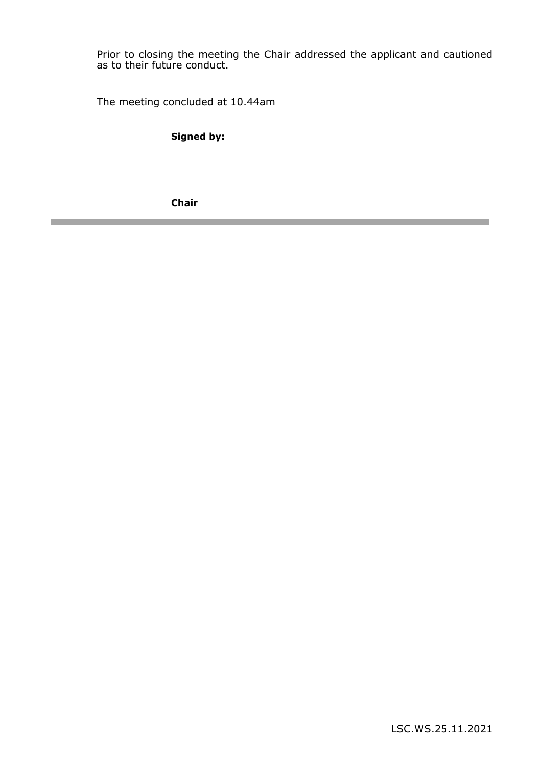Prior to closing the meeting the Chair addressed the applicant and cautioned as to their future conduct.

The meeting concluded at 10.44am

**Signed by:**

**Chair**

---